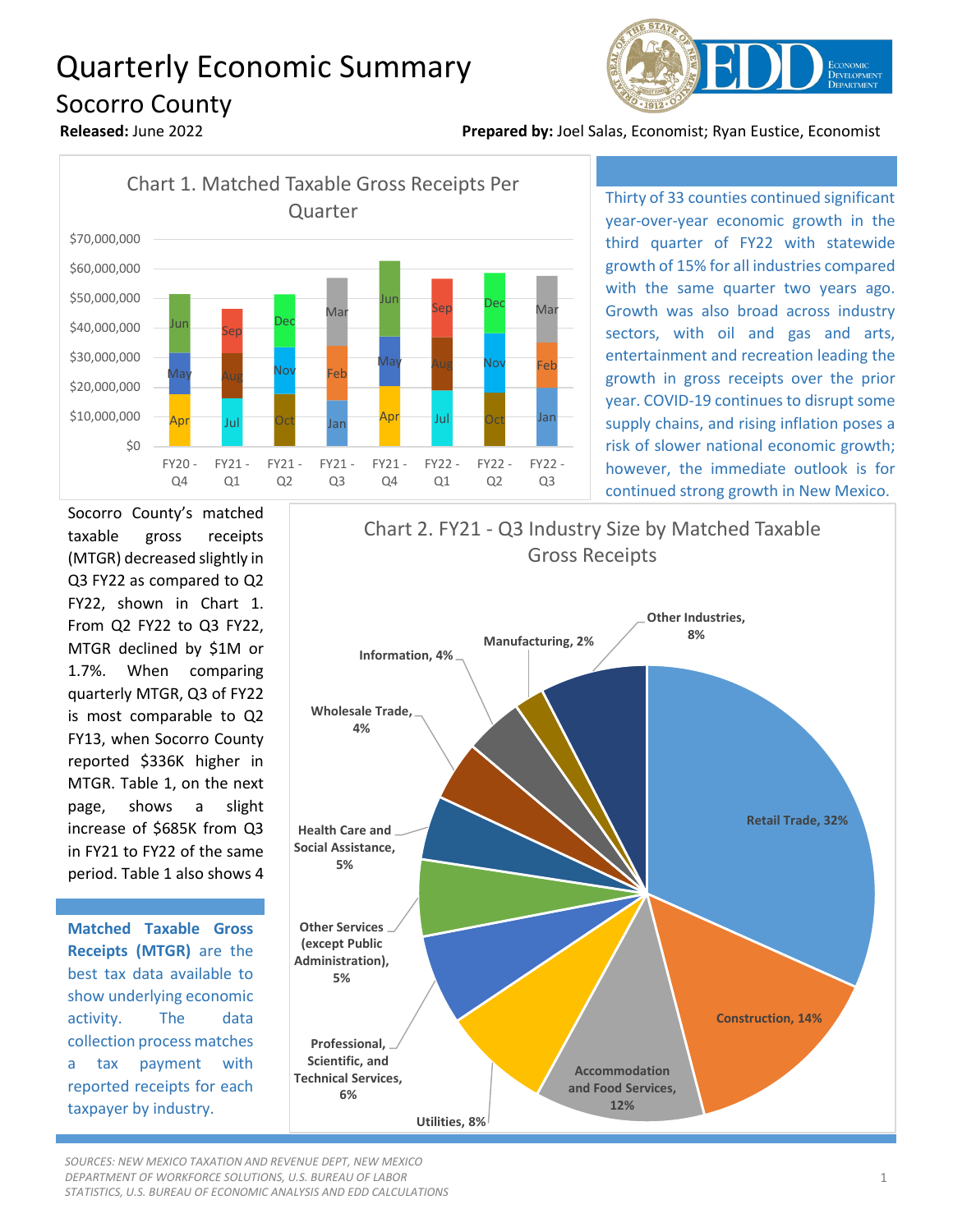# Quarterly Economic Summary

## Socorro County

**Released:** June 2022

**Prepared by:** Joel Salas, Economist; Ryan Eustice, Economist

Chart 1. Matched Taxable Gross Receipts Per Quarter

Thirty of 33 counties continued significant year-over-year economic growth in the third quarter of FY22 with statewide growth of 15% for all industries compared with the same quarter two years ago. Growth was also broad across industry sectors, with oil and gas and arts, entertainment and recreation leading the growth in gross receipts over the prior year. COVID-19 continues to disrupt some supply chains, and rising inflation poses a risk of slower national economic growth; however, the immediate outlook is for continued strong growth in New Mexico.

Socorro County's matched taxable gross receipts (MTGR) decreased slightly in Q3 FY22 as compared to Q2 FY22, shown in Chart 1. From Q2 FY22 to Q3 FY22, MTGR declined by $1M or 1.7%. When comparing quarterly MTGR, Q3 of FY22 is most comparable to Q2 FY13, when Socorro County reported $336K higher in MTGR. Table 1, on the next page, shows a slight increase of $685K from Q3 in FY21 to FY22 of the same period. Table 1 also shows 4

**Matched Taxable Gross Receipts (MTGR)** are the best tax data available to show underlying economic activity. The data collection process matches a tax payment with reported receipts for each taxpayer by industry.

Chart 2. FY21 - Q3 Industry Size by Matched Taxable Gross Receipts

*SOURCES: NEW MEXICO TAXATION AND REVENUE DEPT, NEW MEXICO DEPARTMENT OF WORKFORCE SOLUTIONS, U.S. BUREAU OF LABOR STATISTICS, U.S. BUREAU OF ECONOMIC ANALYSIS AND EDD CALCULATIONS*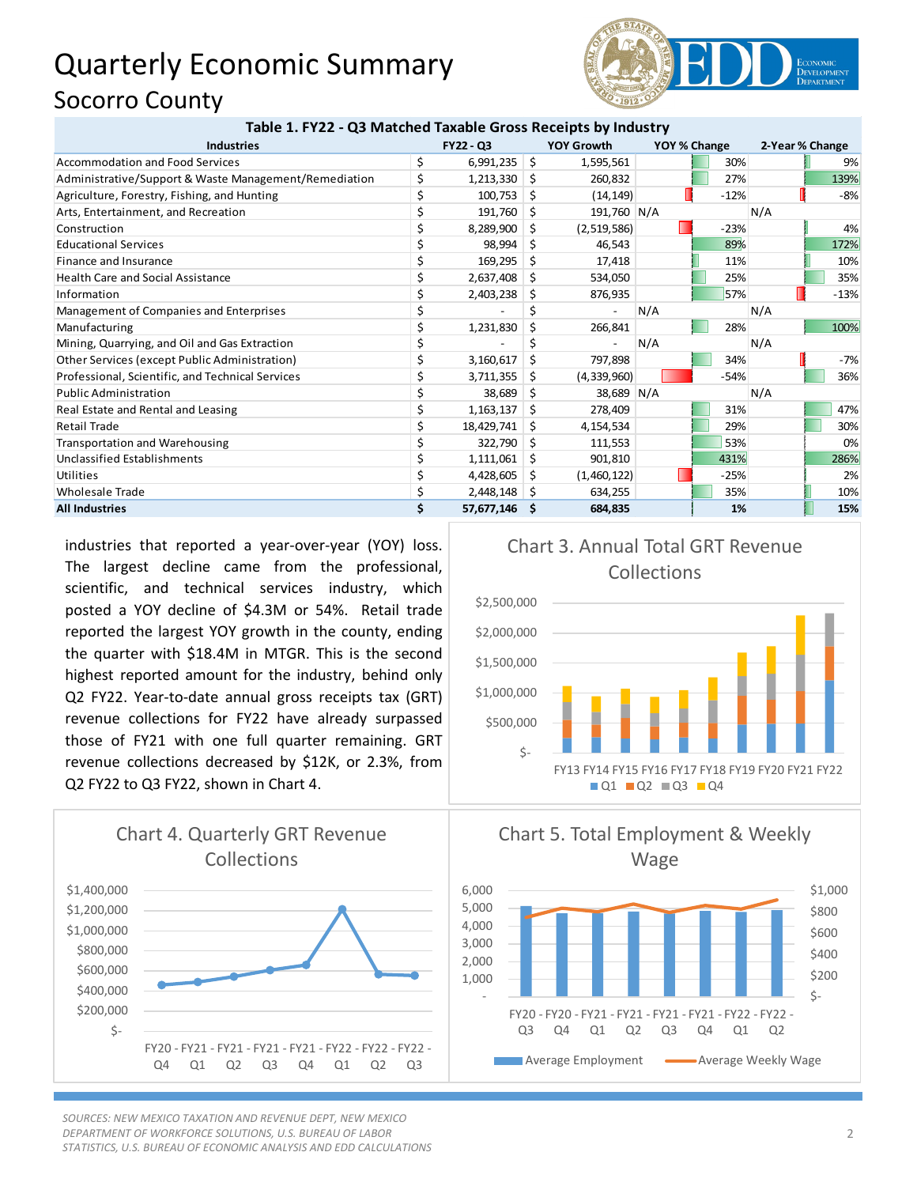# Quarterly Economic Summary
## Socorro County

**Table 1. FY22 - Q3 Matched Taxable Gross Receipts by Industry**

| Industries | FY22 - Q3 | YOY Growth | YOY % Change | 2-Year % Change |
|---|---|---|---|---|
| Accommodation and Food Services | $ 6,991,235 | $ 1,595,561 | 30% | 9% |
| Administrative/Support & Waste Management/Remediation | $ 1,213,330 | $ 260,832 | 27% | 139% |
| Agriculture, Forestry, Fishing, and Hunting | $ 100,753 | $ (14,149) | -12% | -8% |
| Arts, Entertainment, and Recreation | $ 191,760 | $ 191,760 | N/A | N/A |
| Construction | $ 8,289,900 | $ (2,519,586) | -23% | 4% |
| Educational Services | $ 98,994 | $ 46,543 | 89% | 172% |
| Finance and Insurance | $ 169,295 | $ 17,418 | 11% | 10% |
| Health Care and Social Assistance | $ 2,637,408 | $ 534,050 | 25% | 35% |
| Information | $ 2,403,238 | $ 876,935 | 57% | -13% |
| Management of Companies and Enterprises | $ - | $ - | N/A | N/A |
| Manufacturing | $ 1,231,830 | $ 266,841 | 28% | 100% |
| Mining, Quarrying, and Oil and Gas Extraction | $ - | $ - | N/A | N/A |
| Other Services (except Public Administration) | $ 3,160,617 | $ 797,898 | 34% | -7% |
| Professional, Scientific, and Technical Services | $ 3,711,355 | $ (4,339,960) | -54% | 36% |
| Public Administration | $ 38,689 | $ 38,689 | N/A | N/A |
| Real Estate and Rental and Leasing | $ 1,163,137 | $ 278,409 | 31% | 47% |
| Retail Trade | $ 18,429,741 | $ 4,154,534 | 29% | 30% |
| Transportation and Warehousing | $ 322,790 | $ 111,553 | 53% | 0% |
| Unclassified Establishments | $ 1,111,061 | $ 901,810 | 431% | 286% |
| Utilities | $ 4,428,605 | $ (1,460,122) | -25% | 2% |
| Wholesale Trade | $ 2,448,148 | $ 634,255 | 35% | 10% |
| **All Industries** | **$ 57,677,146** | **$ 684,835** | **1%** | **15%** |

industries that reported a year-over-year (YOY) loss. The largest decline came from the professional, scientific, and technical services industry, which posted a YOY decline of $4.3M or 54%. Retail trade reported the largest YOY growth in the county, ending the quarter with $18.4M in MTGR. This is the second highest reported amount for the industry, behind only Q2 FY22. Year-to-date annual gross receipts tax (GRT) revenue collections for FY22 have already surpassed those of FY21 with one full quarter remaining. GRT revenue collections decreased by $12K, or 2.3%, from Q2 FY22 to Q3 FY22, shown in Chart 4.

Chart 3. Annual Total GRT Revenue Collections

Chart 4. Quarterly GRT Revenue Collections

Chart 5. Total Employment & Weekly Wage

*SOURCES: NEW MEXICO TAXATION AND REVENUE DEPT, NEW MEXICO DEPARTMENT OF WORKFORCE SOLUTIONS, U.S. BUREAU OF LABOR STATISTICS, U.S. BUREAU OF ECONOMIC ANALYSIS AND EDD CALCULATIONS*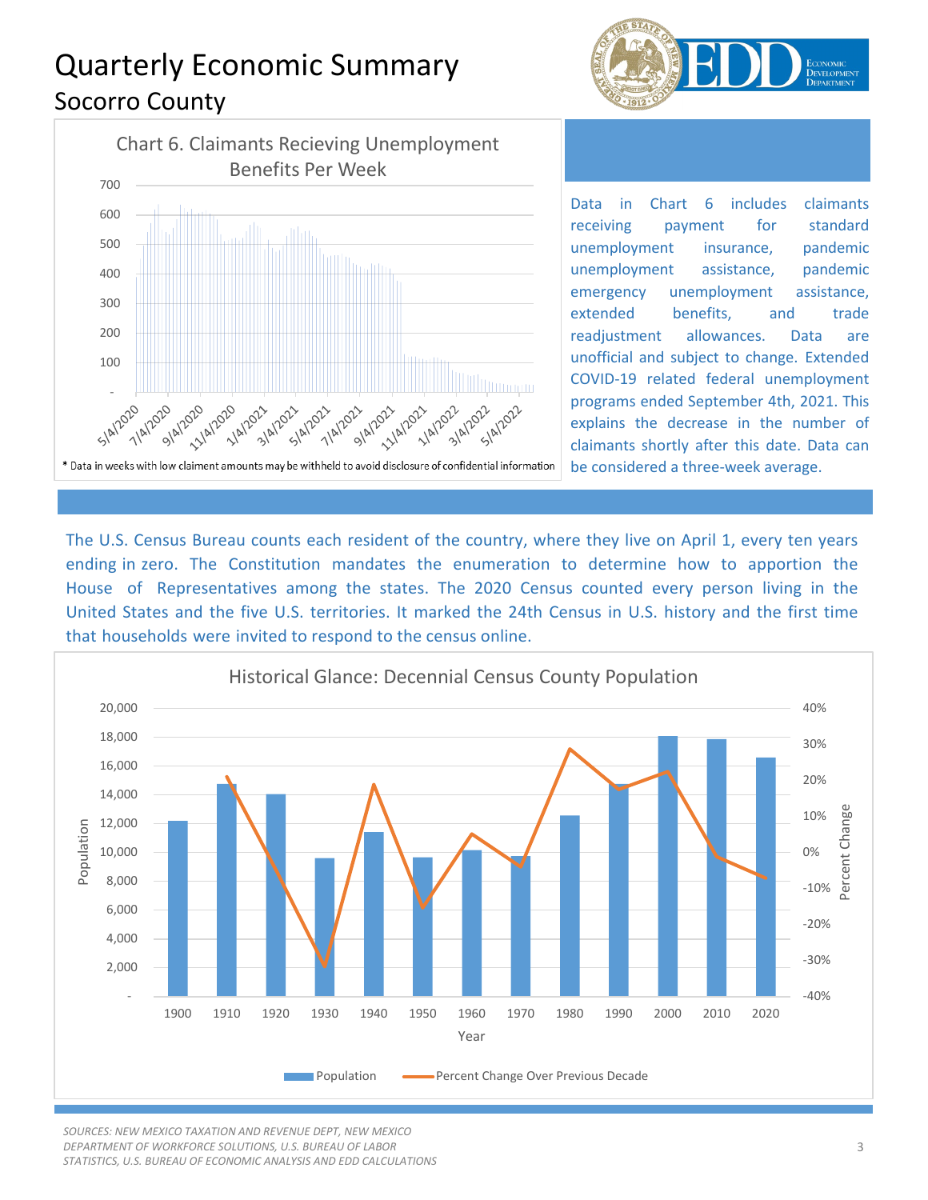# Quarterly Economic Summary

## Socorro County

Chart 6. Claimants Recieving Unemployment Benefits Per Week

700
600
500
400
300
200
100
-

5/4/2020 7/4/2020 9/4/2020 11/4/2020 1/4/2021 3/4/2021 5/4/2021 7/4/2021 9/4/2021 11/4/2021 1/4/2022 3/4/2022 5/4/2022

* Data in weeks with low claiment amounts may be withheld to avoid disclosure of confidential information

Data in Chart 6 includes claimants receiving payment for standard unemployment insurance, pandemic unemployment assistance, pandemic emergency unemployment assistance, extended benefits, and trade readjustment allowances. Data are unofficial and subject to change. Extended COVID-19 related federal unemployment programs ended September 4th, 2021. This explains the decrease in the number of claimants shortly after this date. Data can be considered a three-week average.

The U.S. Census Bureau counts each resident of the country, where they live on April 1, every ten years ending in zero. The Constitution mandates the enumeration to determine how to apportion the House of Representatives among the states. The 2020 Census counted every person living in the United States and the five U.S. territories. It marked the 24th Census in U.S. history and the first time that households were invited to respond to the census online.

Historical Glance: Decennial Census County Population

Population: 20,000 18,000 16,000 14,000 12,000 10,000 8,000 6,000 4,000 2,000 -

Percent Change: 40% 30% 20% 10% 0% -10% -20% -30% -40%

Year: 1900 1910 1920 1930 1940 1950 1960 1970 1980 1990 2000 2010 2020

Population — Percent Change Over Previous Decade

*SOURCES: NEW MEXICO TAXATION AND REVENUE DEPT, NEW MEXICO DEPARTMENT OF WORKFORCE SOLUTIONS, U.S. BUREAU OF LABOR STATISTICS, U.S. BUREAU OF ECONOMIC ANALYSIS AND EDD CALCULATIONS*